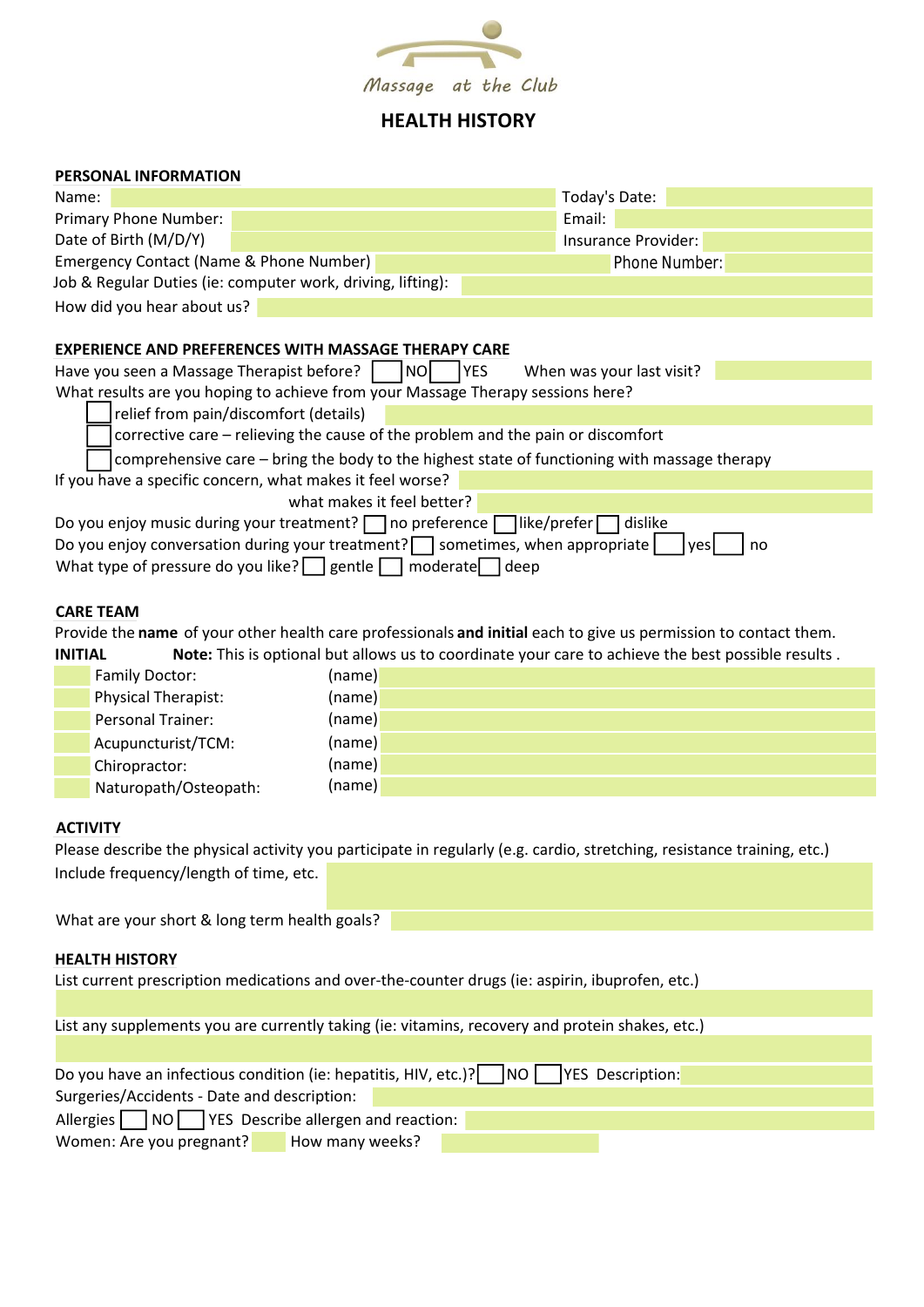Massage at the Club

# HEALTH HISTORY

## PERSONAL INFORMATION

Name: Today's Date:

Primary Phone Number: Email:

Date of Birth (M/D/Y) Insurance Provider:

Emergency Contact (Name & Phone Number) Phone Number:

Job & Regular Duties (ie: computer work, driving, lifting):

How did you hear about us?

## EXPERIENCE AND PREFERENCES WITH MASSAGE THERAPY CARE

Have you seen a Massage Therapist before? ☐ NO ☐ YES When was your last visit?

What results are you hoping to achieve from your Massage Therapy sessions here?

- ☐ relief from pain/discomfort (details)
- ☐ corrective care – relieving the cause of the problem and the pain or discomfort
- ☐ comprehensive care – bring the body to the highest state of functioning with massage therapy

If you have a specific concern, what makes it feel worse?

what makes it feel better?

Do you enjoy music during your treatment? ☐ no preference ☐ like/prefer ☐ dislike

Do you enjoy conversation during your treatment? ☐ sometimes, when appropriate ☐ yes ☐ no

What type of pressure do you like? ☐ gentle ☐ moderate ☐ deep

## CARE TEAM

Provide the **name** of your other health care professionals **and initial** each to give us permission to contact them.

**INITIAL** **Note:** This is optional but allows us to coordinate your care to achieve the best possible results .

| INITIAL | Professional | (name) |
|---|---|---|
| | Family Doctor: | (name) |
| | Physical Therapist: | (name) |
| | Personal Trainer: | (name) |
| | Acupuncturist/TCM: | (name) |
| | Chiropractor: | (name) |
| | Naturopath/Osteopath: | (name) |

## ACTIVITY

Please describe the physical activity you participate in regularly (e.g. cardio, stretching, resistance training, etc.)

Include frequency/length of time, etc.

What are your short & long term health goals?

## HEALTH HISTORY

List current prescription medications and over-the-counter drugs (ie: aspirin, ibuprofen, etc.)

List any supplements you are currently taking (ie: vitamins, recovery and protein shakes, etc.)

Do you have an infectious condition (ie: hepatitis, HIV, etc.)? ☐ NO ☐ YES Description:

Surgeries/Accidents - Date and description:

Allergies ☐ NO ☐ YES Describe allergen and reaction:

Women: Are you pregnant? How many weeks?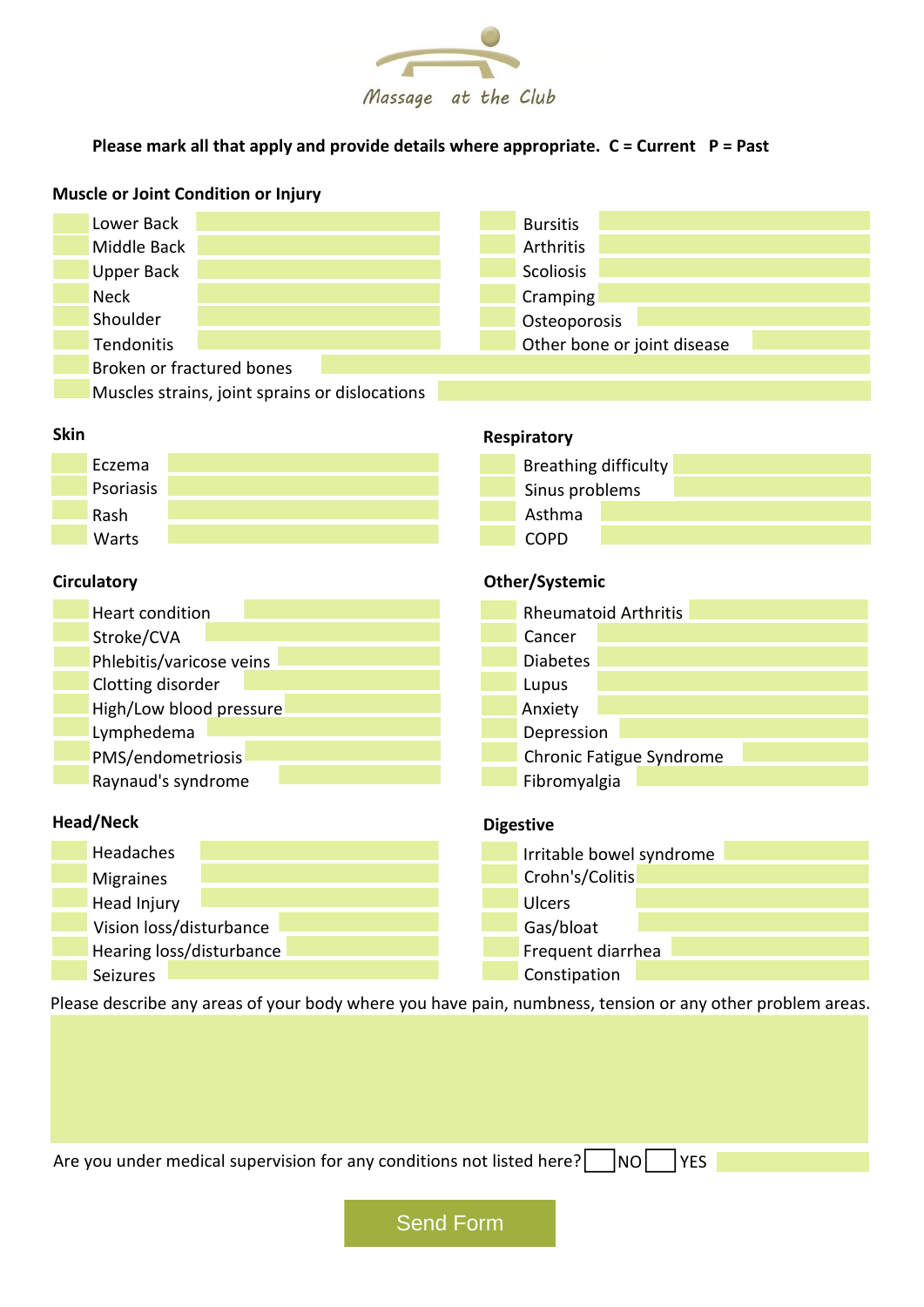Massage at the Club

**Please mark all that apply and provide details where appropriate. C = Current P = Past**

### Muscle or Joint Condition or Injury

- Lower Back
- Middle Back
- Upper Back
- Neck
- Shoulder
- Tendonitis
- Bursitis
- Arthritis
- Scoliosis
- Cramping
- Osteoporosis
- Other bone or joint disease
- Broken or fractured bones
- Muscles strains, joint sprains or dislocations

### Skin

- Eczema
- Psoriasis
- Rash
- Warts

### Respiratory

- Breathing difficulty
- Sinus problems
- Asthma
- COPD

### Circulatory

- Heart condition
- Stroke/CVA
- Phlebitis/varicose veins
- Clotting disorder
- High/Low blood pressure
- Lymphedema
- PMS/endometriosis
- Raynaud's syndrome

### Other/Systemic

- Rheumatoid Arthritis
- Cancer
- Diabetes
- Lupus
- Anxiety
- Depression
- Chronic Fatigue Syndrome
- Fibromyalgia

### Head/Neck

- Headaches
- Migraines
- Head Injury
- Vision loss/disturbance
- Hearing loss/disturbance
- Seizures

### Digestive

- Irritable bowel syndrome
- Crohn's/Colitis
- Ulcers
- Gas/bloat
- Frequent diarrhea
- Constipation

Please describe any areas of your body where you have pain, numbness, tension or any other problem areas.

Are you under medical supervision for any conditions not listed here? ☐ NO ☐ YES

Send Form